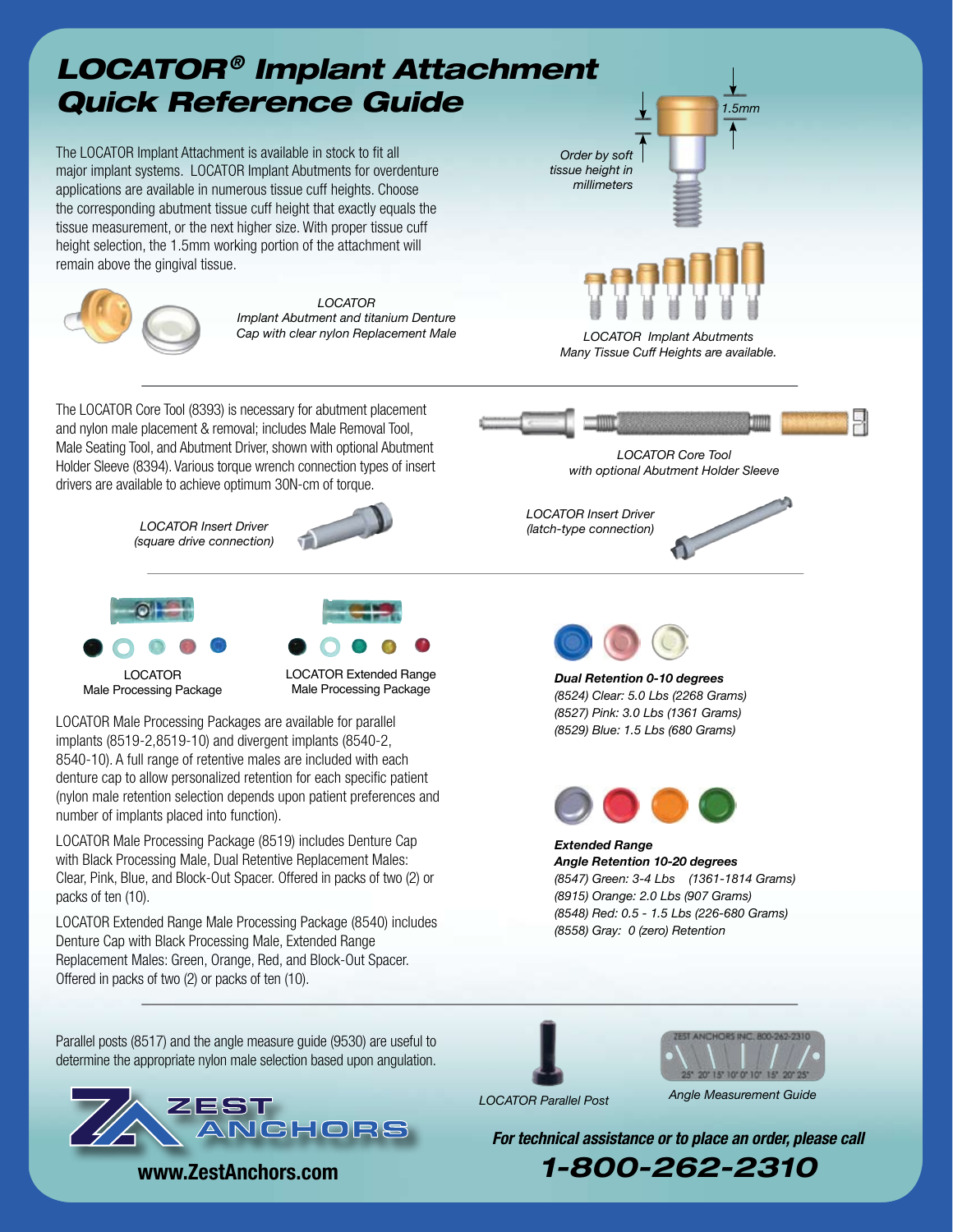# LOCATOR® Implant Attachment Quick Reference Guide

The LOCATOR Implant Attachment is available in stock to fit all major implant systems. LOCATOR Implant Abutments for overdenture applications are available in numerous tissue cuff heights. Choose the corresponding abutment tissue cuff height that exactly equals the tissue measurement, or the next higher size. With proper tissue cuff height selection, the 1.5mm working portion of the attachment will remain above the gingival tissue.

*Order by soft tissue height in millimeters*

*1.5mm*

*LOCATOR Implant Abutment and titanium Denture Cap with clear nylon Replacement Male*

*LOCATOR Implant Abutments Many Tissue Cuff Heights are available.*

---

The LOCATOR Core Tool (8393) is necessary for abutment placement and nylon male placement & removal; includes Male Removal Tool, Male Seating Tool, and Abutment Driver, shown with optional Abutment Holder Sleeve (8394). Various torque wrench connection types of insert drivers are available to achieve optimum 30N-cm of torque.

*LOCATOR Core Tool with optional Abutment Holder Sleeve*

*LOCATOR Insert Driver (square drive connection)*

*LOCATOR Insert Driver (latch-type connection)*

---

LOCATOR Male Processing Package

LOCATOR Extended Range Male Processing Package

LOCATOR Male Processing Packages are available for parallel implants (8519-2,8519-10) and divergent implants (8540-2, 8540-10). A full range of retentive males are included with each denture cap to allow personalized retention for each specific patient (nylon male retention selection depends upon patient preferences and number of implants placed into function).

LOCATOR Male Processing Package (8519) includes Denture Cap with Black Processing Male, Dual Retentive Replacement Males: Clear, Pink, Blue, and Block-Out Spacer. Offered in packs of two (2) or packs of ten (10).

LOCATOR Extended Range Male Processing Package (8540) includes Denture Cap with Black Processing Male, Extended Range Replacement Males: Green, Orange, Red, and Block-Out Spacer. Offered in packs of two (2) or packs of ten (10).

***Dual Retention 0-10 degrees***
*(8524) Clear: 5.0 Lbs (2268 Grams)*
*(8527) Pink: 3.0 Lbs (1361 Grams)*
*(8529) Blue: 1.5 Lbs (680 Grams)*

***Extended Range***
***Angle Retention 10-20 degrees***
*(8547) Green: 3-4 Lbs (1361-1814 Grams)*
*(8915) Orange: 2.0 Lbs (907 Grams)*
*(8548) Red: 0.5 - 1.5 Lbs (226-680 Grams)*
*(8558) Gray: 0 (zero) Retention*

---

Parallel posts (8517) and the angle measure guide (9530) are useful to determine the appropriate nylon male selection based upon angulation.

*LOCATOR Parallel Post*

*Angle Measurement Guide*

ZEST ANCHORS

**www.ZestAnchors.com**

***For technical assistance or to place an order, please call***

***1-800-262-2310***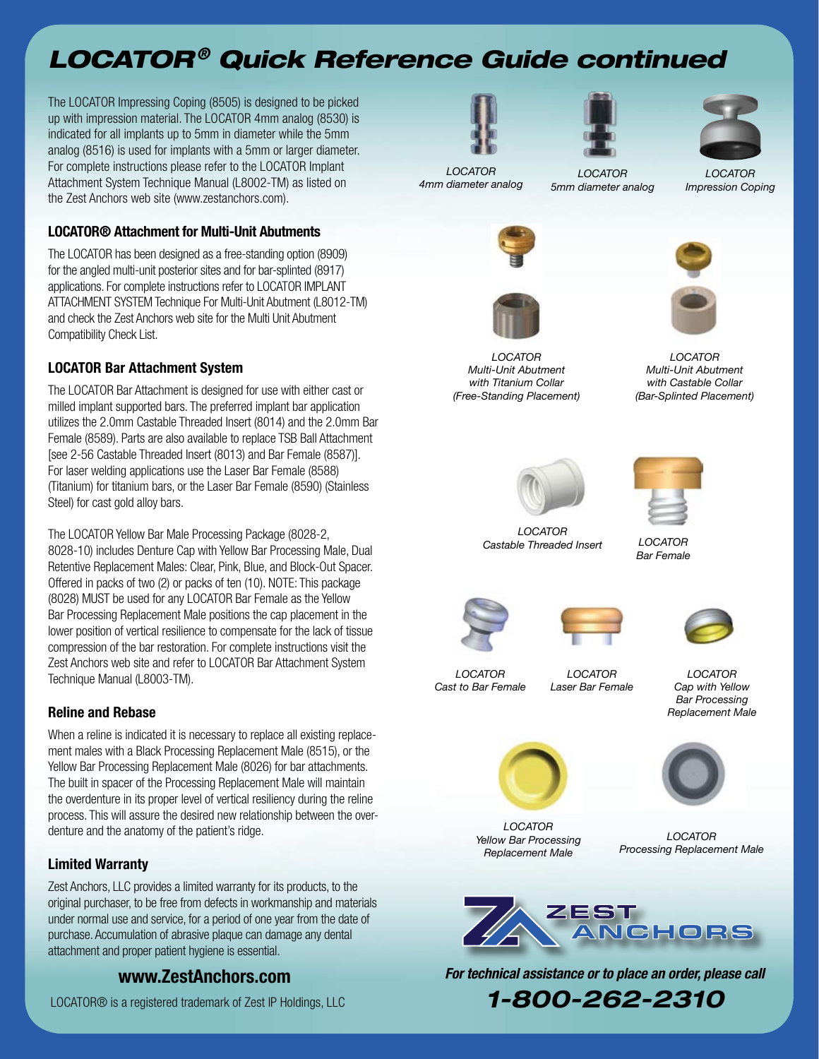# LOCATOR® Quick Reference Guide continued

The LOCATOR Impressing Coping (8505) is designed to be picked up with impression material. The LOCATOR 4mm analog (8530) is indicated for all implants up to 5mm in diameter while the 5mm analog (8516) is used for implants with a 5mm or larger diameter. For complete instructions please refer to the LOCATOR Implant Attachment System Technique Manual (L8002-TM) as listed on the Zest Anchors web site (www.zestanchors.com).

LOCATOR
4mm diameter analog

LOCATOR
5mm diameter analog

LOCATOR
Impression Coping

### LOCATOR® Attachment for Multi-Unit Abutments

The LOCATOR has been designed as a free-standing option (8909) for the angled multi-unit posterior sites and for bar-splinted (8917) applications. For complete instructions refer to LOCATOR IMPLANT ATTACHMENT SYSTEM Technique For Multi-Unit Abutment (L8012-TM) and check the Zest Anchors web site for the Multi Unit Abutment Compatibility Check List.

LOCATOR
Multi-Unit Abutment
with Titanium Collar
(Free-Standing Placement)

LOCATOR
Multi-Unit Abutment
with Castable Collar
(Bar-Splinted Placement)

### LOCATOR Bar Attachment System

The LOCATOR Bar Attachment is designed for use with either cast or milled implant supported bars. The preferred implant bar application utilizes the 2.0mm Castable Threaded Insert (8014) and the 2.0mm Bar Female (8589). Parts are also available to replace TSB Ball Attachment [see 2-56 Castable Threaded Insert (8013) and Bar Female (8587)]. For laser welding applications use the Laser Bar Female (8588) (Titanium) for titanium bars, or the Laser Bar Female (8590) (Stainless Steel) for cast gold alloy bars.

The LOCATOR Yellow Bar Male Processing Package (8028-2, 8028-10) includes Denture Cap with Yellow Bar Processing Male, Dual Retentive Replacement Males: Clear, Pink, Blue, and Block-Out Spacer. Offered in packs of two (2) or packs of ten (10). NOTE: This package (8028) MUST be used for any LOCATOR Bar Female as the Yellow Bar Processing Replacement Male positions the cap placement in the lower position of vertical resilience to compensate for the lack of tissue compression of the bar restoration. For complete instructions visit the Zest Anchors web site and refer to LOCATOR Bar Attachment System Technique Manual (L8003-TM).

LOCATOR
Castable Threaded Insert

LOCATOR
Bar Female

LOCATOR
Cast to Bar Female

LOCATOR
Laser Bar Female

LOCATOR
Cap with Yellow
Bar Processing
Replacement Male

### Reline and Rebase

When a reline is indicated it is necessary to replace all existing replacement males with a Black Processing Replacement Male (8515), or the Yellow Bar Processing Replacement Male (8026) for bar attachments. The built in spacer of the Processing Replacement Male will maintain the overdenture in its proper level of vertical resiliency during the reline process. This will assure the desired new relationship between the overdenture and the anatomy of the patient's ridge.

LOCATOR
Yellow Bar Processing
Replacement Male

LOCATOR
Processing Replacement Male

### Limited Warranty

Zest Anchors, LLC provides a limited warranty for its products, to the original purchaser, to be free from defects in workmanship and materials under normal use and service, for a period of one year from the date of purchase. Accumulation of abrasive plaque can damage any dental attachment and proper patient hygiene is essential.

**www.ZestAnchors.com**

LOCATOR® is a registered trademark of Zest IP Holdings, LLC

ZEST ANCHORS

***For technical assistance or to place an order, please call***

***1-800-262-2310***